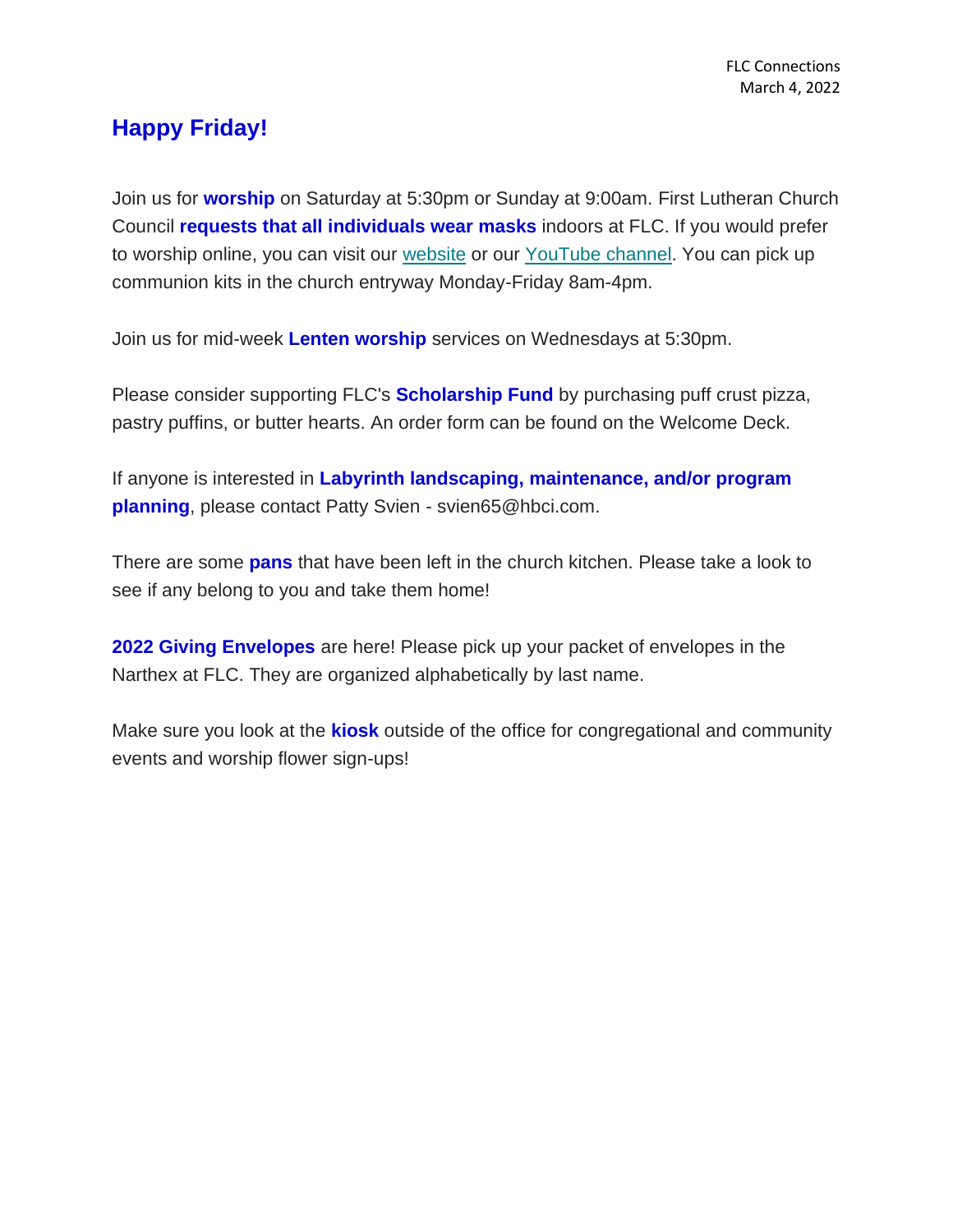FLC Connections
March 4, 2022

## Happy Friday!

Join us for **worship** on Saturday at 5:30pm or Sunday at 9:00am. First Lutheran Church Council **requests that all individuals wear masks** indoors at FLC. If you would prefer to worship online, you can visit our website or our YouTube channel. You can pick up communion kits in the church entryway Monday-Friday 8am-4pm.

Join us for mid-week **Lenten worship** services on Wednesdays at 5:30pm.

Please consider supporting FLC's **Scholarship Fund** by purchasing puff crust pizza, pastry puffins, or butter hearts. An order form can be found on the Welcome Deck.

If anyone is interested in **Labyrinth landscaping, maintenance, and/or program planning**, please contact Patty Svien - svien65@hbci.com.

There are some **pans** that have been left in the church kitchen. Please take a look to see if any belong to you and take them home!

**2022 Giving Envelopes** are here! Please pick up your packet of envelopes in the Narthex at FLC. They are organized alphabetically by last name.

Make sure you look at the **kiosk** outside of the office for congregational and community events and worship flower sign-ups!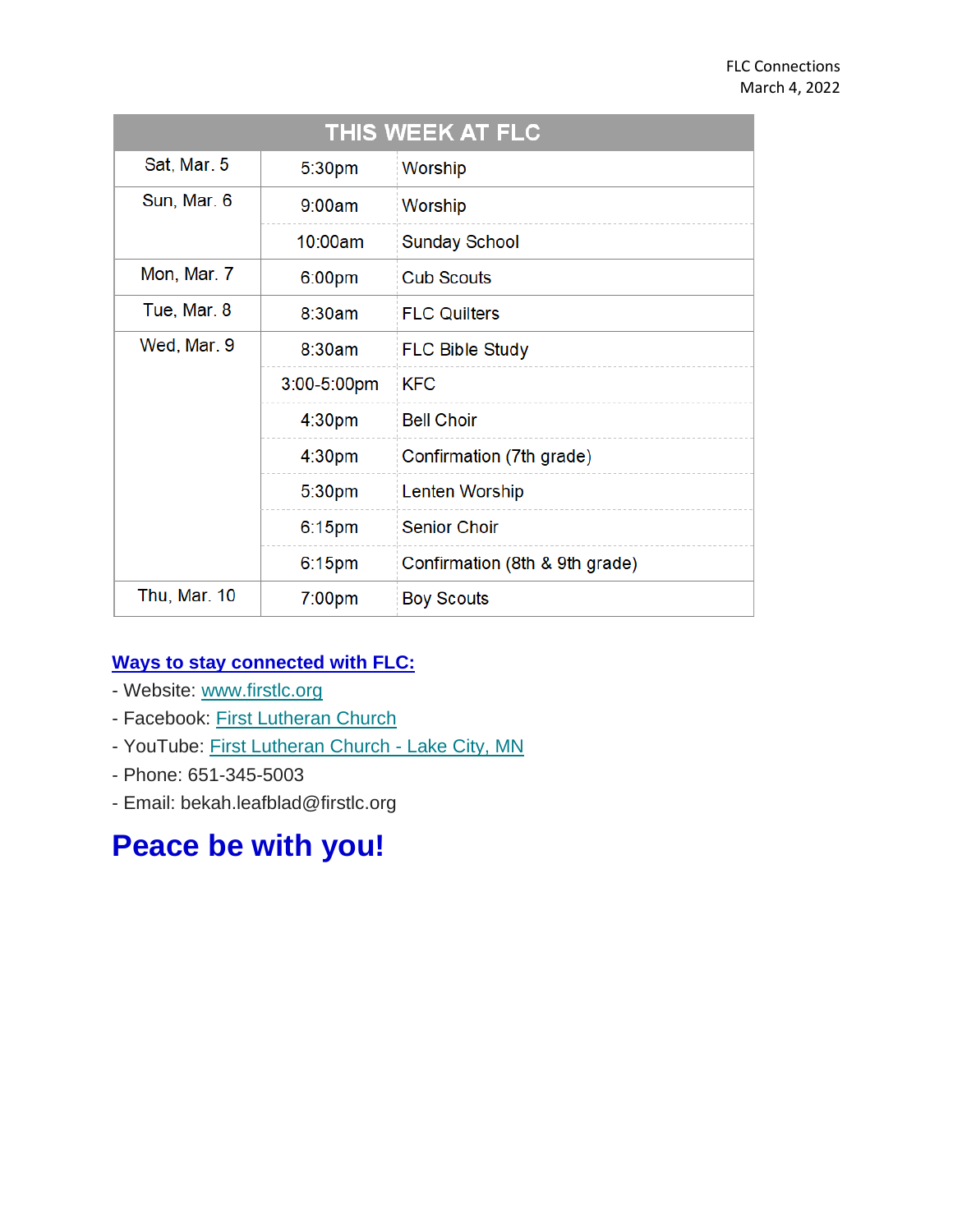| THIS WEEK AT FLC | | |
|---|---|---|
| Sat, Mar. 5 | 5:30pm | Worship |
| Sun, Mar. 6 | 9:00am | Worship |
| | 10:00am | Sunday School |
| Mon, Mar. 7 | 6:00pm | Cub Scouts |
| Tue, Mar. 8 | 8:30am | FLC Quilters |
| Wed, Mar. 9 | 8:30am | FLC Bible Study |
| | 3:00-5:00pm | KFC |
| | 4:30pm | Bell Choir |
| | 4:30pm | Confirmation (7th grade) |
| | 5:30pm | Lenten Worship |
| | 6:15pm | Senior Choir |
| | 6:15pm | Confirmation (8th & 9th grade) |
| Thu, Mar. 10 | 7:00pm | Boy Scouts |

**Ways to stay connected with FLC:**

- Website: www.firstlc.org
- Facebook: First Lutheran Church
- YouTube: First Lutheran Church - Lake City, MN
- Phone: 651-345-5003
- Email: bekah.leafblad@firstlc.org

# Peace be with you!